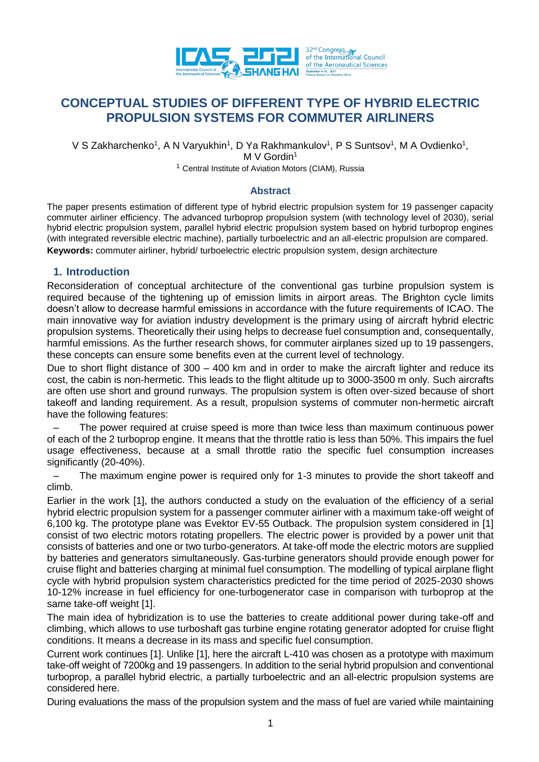# CONCEPTUAL STUDIES OF DIFFERENT TYPE OF HYBRID ELECTRIC PROPULSION SYSTEMS FOR COMMUTER AIRLINERS

V S Zakharchenko[1], A N Varyukhin[1], D Ya Rakhmankulov[1], P S Suntsov[1], M A Ovdienko[1], M V Gordin[1]

[1] Central Institute of Aviation Motors (CIAM), Russia

## Abstract

The paper presents estimation of different type of hybrid electric propulsion system for 19 passenger capacity commuter airliner efficiency. The advanced turboprop propulsion system (with technology level of 2030), serial hybrid electric propulsion system, parallel hybrid electric propulsion system based on hybrid turboprop engines (with integrated reversible electric machine), partially turboelectric and an all-electric propulsion are compared.

**Keywords:** commuter airliner, hybrid/ turboelectric electric propulsion system, design architecture

## 1. Introduction

Reconsideration of conceptual architecture of the conventional gas turbine propulsion system is required because of the tightening up of emission limits in airport areas. The Brighton cycle limits doesn't allow to decrease harmful emissions in accordance with the future requirements of ICAO. The main innovative way for aviation industry development is the primary using of aircraft hybrid electric propulsion systems. Theoretically their using helps to decrease fuel consumption and, consequentally, harmful emissions. As the further research shows, for commuter airplanes sized up to 19 passengers, these concepts can ensure some benefits even at the current level of technology.

Due to short flight distance of 300 – 400 km and in order to make the aircraft lighter and reduce its cost, the cabin is non-hermetic. This leads to the flight altitude up to 3000-3500 m only. Such aircrafts are often use short and ground runways. The propulsion system is often over-sized because of short takeoff and landing requirement. As a result, propulsion systems of commuter non-hermetic aircraft have the following features:

- The power required at cruise speed is more than twice less than maximum continuous power of each of the 2 turboprop engine. It means that the throttle ratio is less than 50%. This impairs the fuel usage effectiveness, because at a small throttle ratio the specific fuel consumption increases significantly (20-40%).
- The maximum engine power is required only for 1-3 minutes to provide the short takeoff and climb.

Earlier in the work [1], the authors conducted a study on the evaluation of the efficiency of a serial hybrid electric propulsion system for a passenger commuter airliner with a maximum take-off weight of 6,100 kg. The prototype plane was Evektor EV-55 Outback. The propulsion system considered in [1] consist of two electric motors rotating propellers. The electric power is provided by a power unit that consists of batteries and one or two turbo-generators. At take-off mode the electric motors are supplied by batteries and generators simultaneously. Gas-turbine generators should provide enough power for cruise flight and batteries charging at minimal fuel consumption. The modelling of typical airplane flight cycle with hybrid propulsion system characteristics predicted for the time period of 2025-2030 shows 10-12% increase in fuel efficiency for one-turbogenerator case in comparison with turboprop at the same take-off weight [1].

The main idea of hybridization is to use the batteries to create additional power during take-off and climbing, which allows to use turboshaft gas turbine engine rotating generator adopted for cruise flight conditions. It means a decrease in its mass and specific fuel consumption.

Current work continues [1]. Unlike [1], here the aircraft L-410 was chosen as a prototype with maximum take-off weight of 7200kg and 19 passengers. In addition to the serial hybrid propulsion and conventional turboprop, a parallel hybrid electric, a partially turboelectric and an all-electric propulsion systems are considered here.

During evaluations the mass of the propulsion system and the mass of fuel are varied while maintaining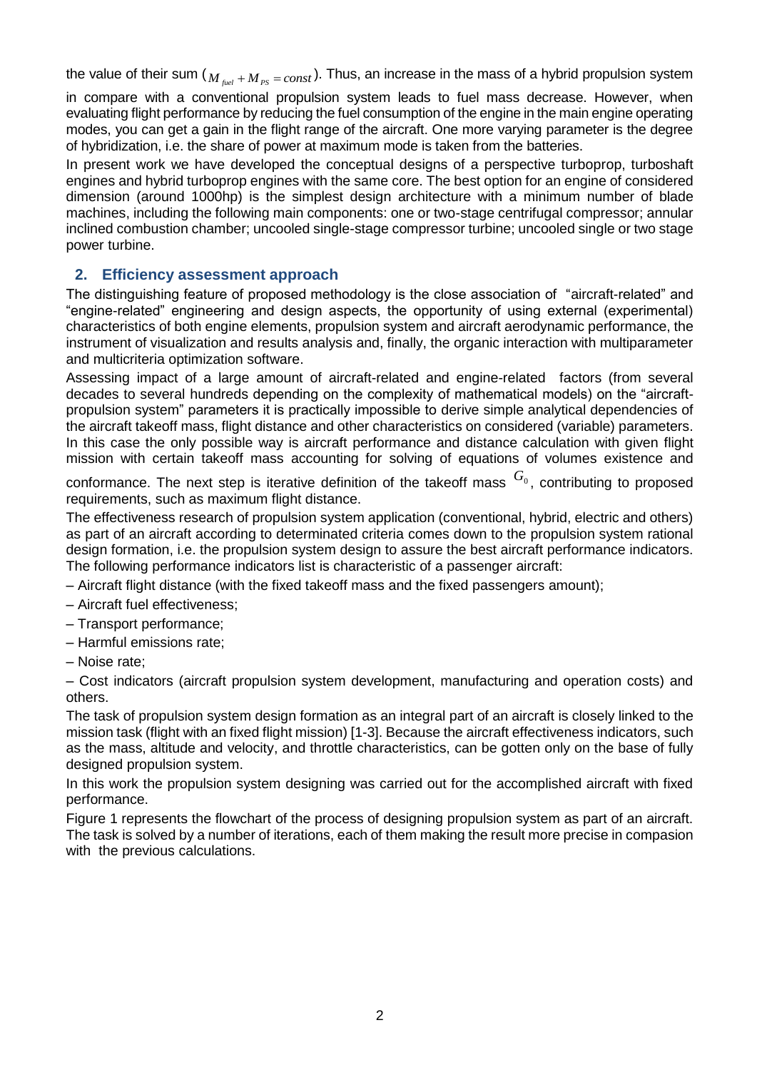the value of their sum ($M_{fuel} + M_{PS} = const$). Thus, an increase in the mass of a hybrid propulsion system in compare with a conventional propulsion system leads to fuel mass decrease. However, when evaluating flight performance by reducing the fuel consumption of the engine in the main engine operating modes, you can get a gain in the flight range of the aircraft. One more varying parameter is the degree of hybridization, i.e. the share of power at maximum mode is taken from the batteries.

In present work we have developed the conceptual designs of a perspective turboprop, turboshaft engines and hybrid turboprop engines with the same core. The best option for an engine of considered dimension (around 1000hp) is the simplest design architecture with a minimum number of blade machines, including the following main components: one or two-stage centrifugal compressor; annular inclined combustion chamber; uncooled single-stage compressor turbine; uncooled single or two stage power turbine.

## 2. Efficiency assessment approach

The distinguishing feature of proposed methodology is the close association of "aircraft-related" and "engine-related" engineering and design aspects, the opportunity of using external (experimental) characteristics of both engine elements, propulsion system and aircraft aerodynamic performance, the instrument of visualization and results analysis and, finally, the organic interaction with multiparameter and multicriteria optimization software.

Assessing impact of a large amount of aircraft-related and engine-related factors (from several decades to several hundreds depending on the complexity of mathematical models) on the "aircraft-propulsion system" parameters it is practically impossible to derive simple analytical dependencies of the aircraft takeoff mass, flight distance and other characteristics on considered (variable) parameters. In this case the only possible way is aircraft performance and distance calculation with given flight mission with certain takeoff mass accounting for solving of equations of volumes existence and conformance. The next step is iterative definition of the takeoff mass $G_0$, contributing to proposed requirements, such as maximum flight distance.

The effectiveness research of propulsion system application (conventional, hybrid, electric and others) as part of an aircraft according to determinated criteria comes down to the propulsion system rational design formation, i.e. the propulsion system design to assure the best aircraft performance indicators. The following performance indicators list is characteristic of a passenger aircraft:

– Aircraft flight distance (with the fixed takeoff mass and the fixed passengers amount);

– Aircraft fuel effectiveness;

– Transport performance;

– Harmful emissions rate;

– Noise rate;

– Cost indicators (aircraft propulsion system development, manufacturing and operation costs) and others.

The task of propulsion system design formation as an integral part of an aircraft is closely linked to the mission task (flight with an fixed flight mission) [1-3]. Because the aircraft effectiveness indicators, such as the mass, altitude and velocity, and throttle characteristics, can be gotten only on the base of fully designed propulsion system.

In this work the propulsion system designing was carried out for the accomplished aircraft with fixed performance.

Figure 1 represents the flowchart of the process of designing propulsion system as part of an aircraft. The task is solved by a number of iterations, each of them making the result more precise in compasion with the previous calculations.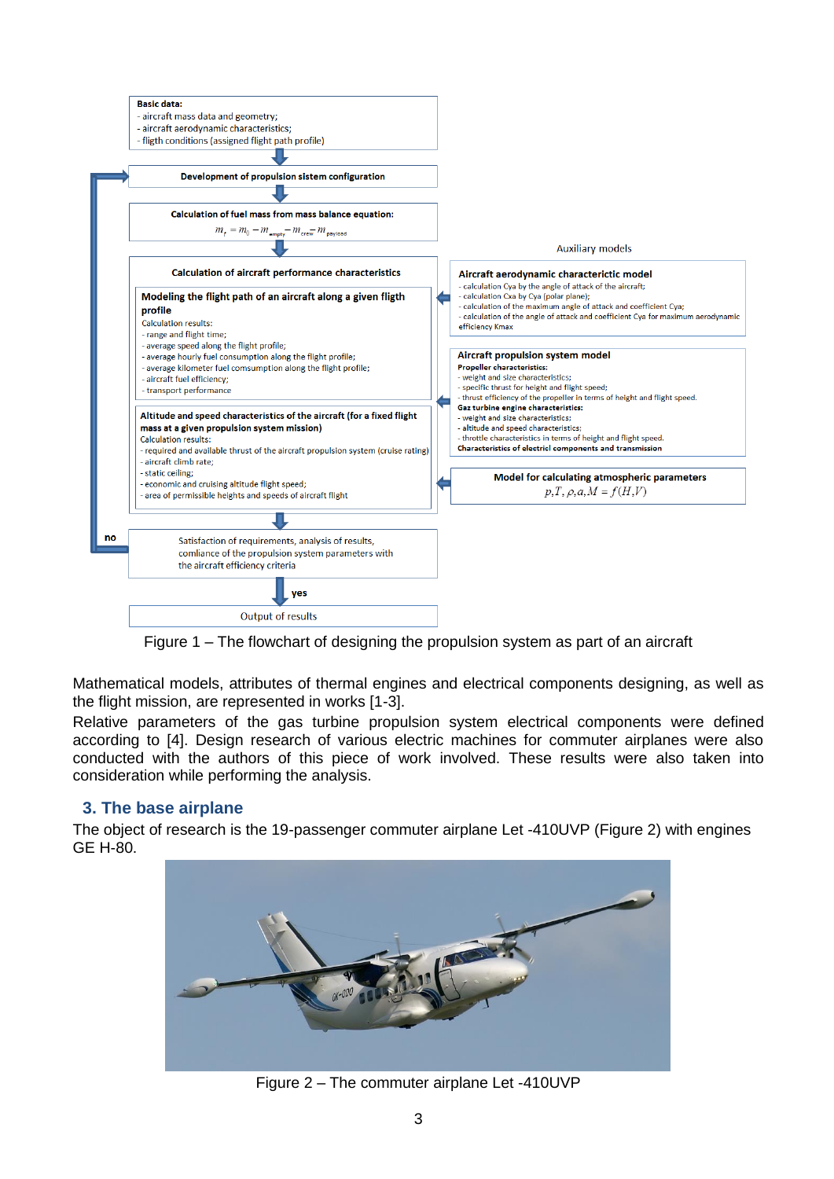Figure 1 – The flowchart of designing the propulsion system as part of an aircraft

Mathematical models, attributes of thermal engines and electrical components designing, as well as the flight mission, are represented in works [1-3].

Relative parameters of the gas turbine propulsion system electrical components were defined according to [4]. Design research of various electric machines for commuter airplanes were also conducted with the authors of this piece of work involved. These results were also taken into consideration while performing the analysis.

## 3. The base airplane

The object of research is the 19-passenger commuter airplane Let -410UVP (Figure 2) with engines GE H-80.

Figure 2 – The commuter airplane Let -410UVP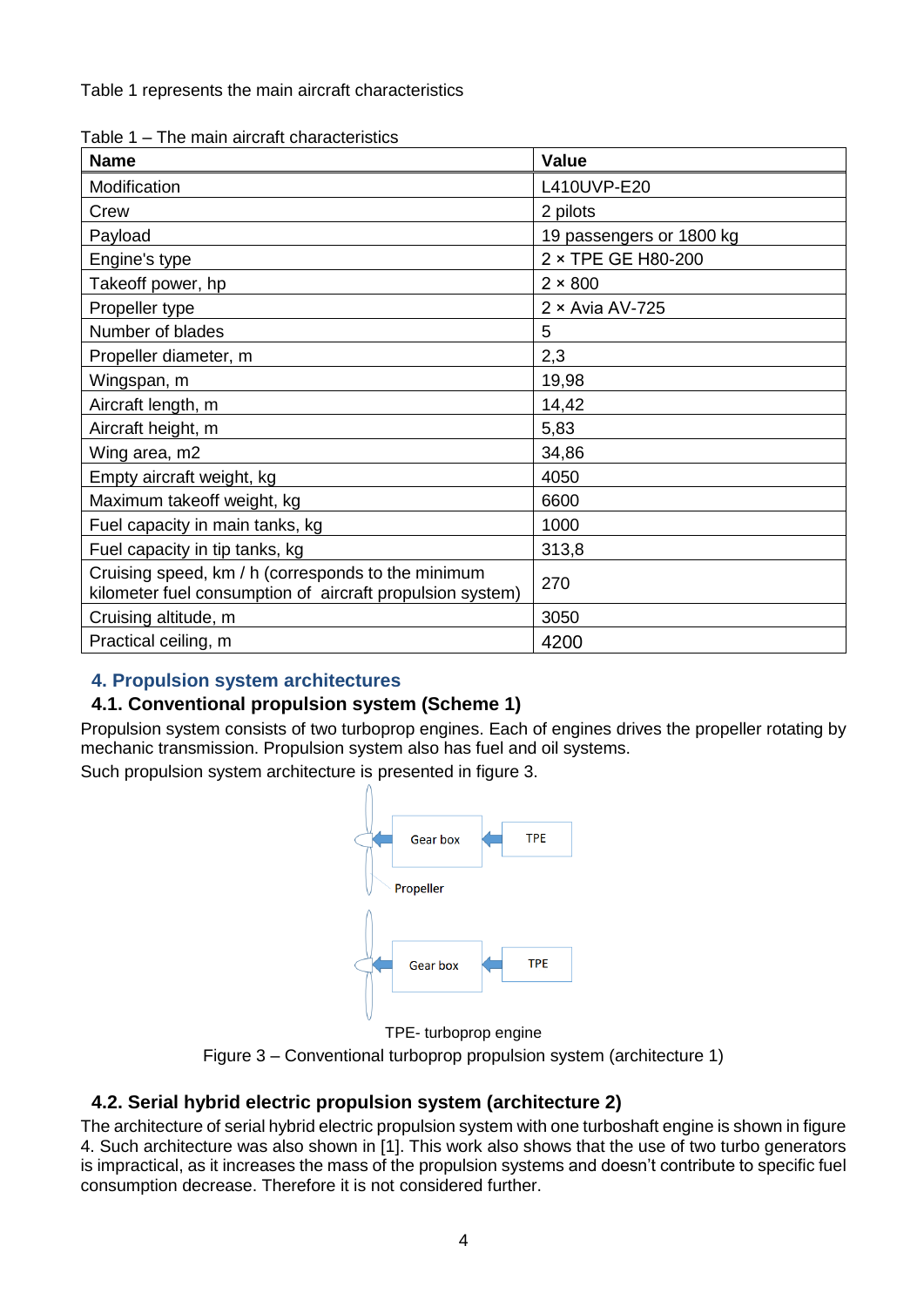Table 1 represents the main aircraft characteristics

Table 1 – The main aircraft characteristics

| Name | Value |
|---|---|
| Modification | L410UVP-E20 |
| Crew | 2 pilots |
| Payload | 19 passengers or 1800 kg |
| Engine's type | 2 × TPE GE H80-200 |
| Takeoff power, hp | 2 × 800 |
| Propeller type | 2 × Avia AV-725 |
| Number of blades | 5 |
| Propeller diameter, m | 2,3 |
| Wingspan, m | 19,98 |
| Aircraft length, m | 14,42 |
| Aircraft height, m | 5,83 |
| Wing area, m2 | 34,86 |
| Empty aircraft weight, kg | 4050 |
| Maximum takeoff weight, kg | 6600 |
| Fuel capacity in main tanks, kg | 1000 |
| Fuel capacity in tip tanks, kg | 313,8 |
| Cruising speed, km / h (corresponds to the minimum kilometer fuel consumption of aircraft propulsion system) | 270 |
| Cruising altitude, m | 3050 |
| Practical ceiling, m | 4200 |

## 4. Propulsion system architectures

### 4.1. Conventional propulsion system (Scheme 1)

Propulsion system consists of two turboprop engines. Each of engines drives the propeller rotating by mechanic transmission. Propulsion system also has fuel and oil systems.

Such propulsion system architecture is presented in figure 3.

Gear box | TPE | Propeller | Gear box | TPE

TPE- turboprop engine

Figure 3 – Conventional turboprop propulsion system (architecture 1)

### 4.2. Serial hybrid electric propulsion system (architecture 2)

The architecture of serial hybrid electric propulsion system with one turboshaft engine is shown in figure 4. Such architecture was also shown in [1]. This work also shows that the use of two turbo generators is impractical, as it increases the mass of the propulsion systems and doesn't contribute to specific fuel consumption decrease. Therefore it is not considered further.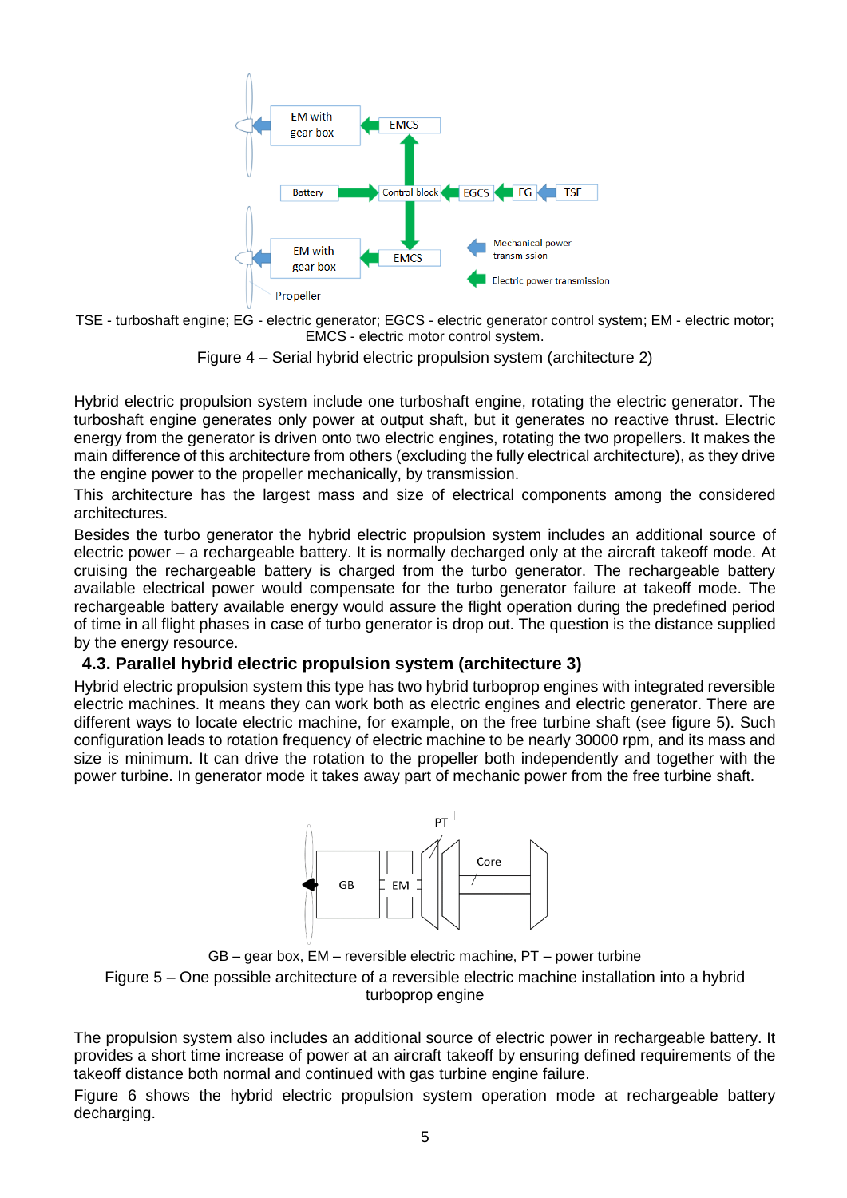TSE - turboshaft engine; EG - electric generator; EGCS - electric generator control system; EM - electric motor; EMCS - electric motor control system.

Figure 4 – Serial hybrid electric propulsion system (architecture 2)

Hybrid electric propulsion system include one turboshaft engine, rotating the electric generator. The turboshaft engine generates only power at output shaft, but it generates no reactive thrust. Electric energy from the generator is driven onto two electric engines, rotating the two propellers. It makes the main difference of this architecture from others (excluding the fully electrical architecture), as they drive the engine power to the propeller mechanically, by transmission.

This architecture has the largest mass and size of electrical components among the considered architectures.

Besides the turbo generator the hybrid electric propulsion system includes an additional source of electric power – a rechargeable battery. It is normally decharged only at the aircraft takeoff mode. At cruising the rechargeable battery is charged from the turbo generator. The rechargeable battery available electrical power would compensate for the turbo generator failure at takeoff mode. The rechargeable battery available energy would assure the flight operation during the predefined period of time in all flight phases in case of turbo generator is drop out. The question is the distance supplied by the energy resource.

### 4.3. Parallel hybrid electric propulsion system (architecture 3)

Hybrid electric propulsion system this type has two hybrid turboprop engines with integrated reversible electric machines. It means they can work both as electric engines and electric generator. There are different ways to locate electric machine, for example, on the free turbine shaft (see figure 5). Such configuration leads to rotation frequency of electric machine to be nearly 30000 rpm, and its mass and size is minimum. It can drive the rotation to the propeller both independently and together with the power turbine. In generator mode it takes away part of mechanic power from the free turbine shaft.

GB – gear box, EM – reversible electric machine, PT – power turbine

Figure 5 – One possible architecture of a reversible electric machine installation into a hybrid turboprop engine

The propulsion system also includes an additional source of electric power in rechargeable battery. It provides a short time increase of power at an aircraft takeoff ensuring defined requirements of the takeoff distance both normal and continued with gas turbine engine failure.

Figure 6 shows the hybrid electric propulsion system operation mode at rechargeable battery decharging.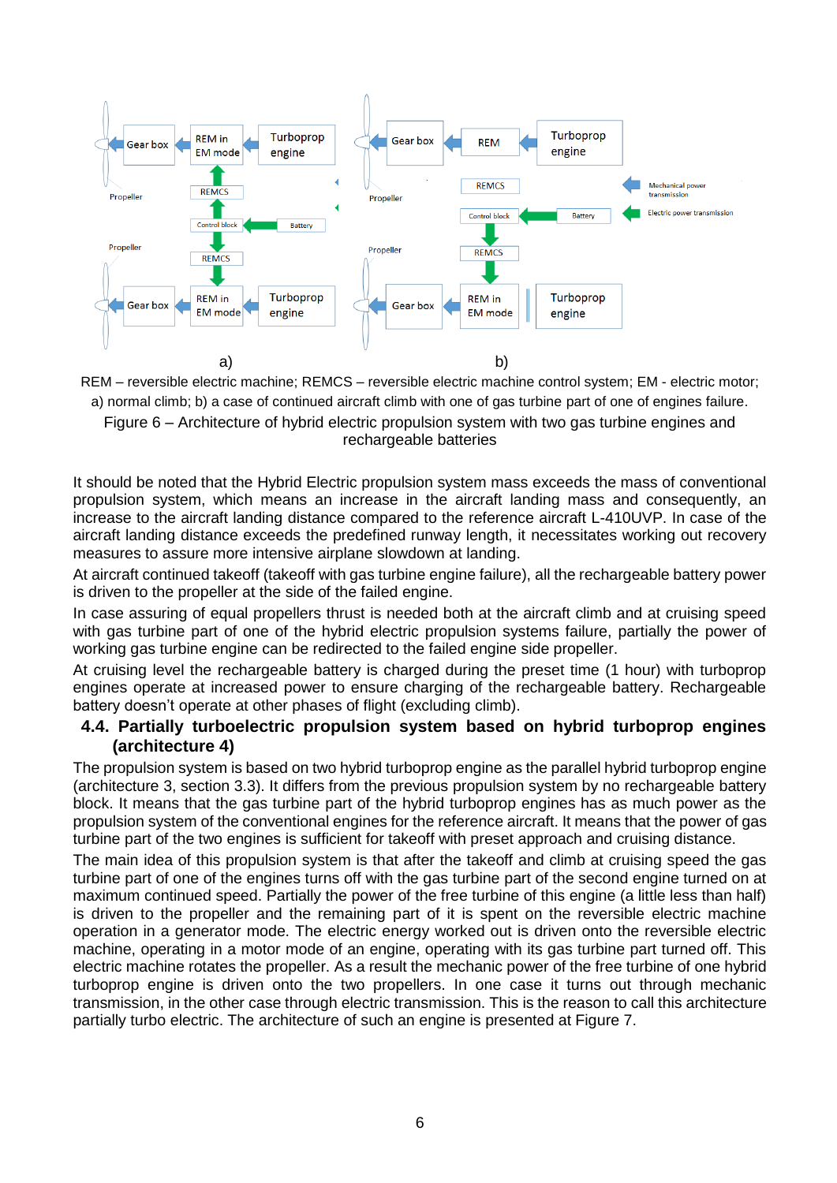REM – reversible electric machine; REMCS – reversible electric machine control system; EM - electric motor; a) normal climb; b) a case of continued aircraft climb with one of gas turbine part of one of engines failure.

Figure 6 – Architecture of hybrid electric propulsion system with two gas turbine engines and rechargeable batteries

It should be noted that the Hybrid Electric propulsion system mass exceeds the mass of conventional propulsion system, which means an increase in the aircraft landing mass and consequently, an increase to the aircraft landing distance compared to the reference aircraft L-410UVP. In case of the aircraft landing distance exceeds the predefined runway length, it necessitates working out recovery measures to assure more intensive airplane slowdown at landing.

At aircraft continued takeoff (takeoff with gas turbine engine failure), all the rechargeable battery power is driven to the propeller at the side of the failed engine.

In case assuring of equal propellers thrust is needed both at the aircraft climb and at cruising speed with gas turbine part of one of the hybrid electric propulsion systems failure, partially the power of working gas turbine engine can be redirected to the failed engine side propeller.

At cruising level the rechargeable battery is charged during the preset time (1 hour) with turboprop engines operate at increased power to ensure charging of the rechargeable battery. Rechargeable battery doesn't operate at other phases of flight (excluding climb).

## 4.4. Partially turboelectric propulsion system based on hybrid turboprop engines (architecture 4)

The propulsion system is based on two hybrid turboprop engine as the parallel hybrid turboprop engine (architecture 3, section 3.3). It differs from the previous propulsion system by no rechargeable battery block. It means that the gas turbine part of the hybrid turboprop engines has as much power as the propulsion system of the conventional engines for the reference aircraft. It means that the power of gas turbine part of the two engines is sufficient for takeoff with preset approach and cruising distance.

The main idea of this propulsion system is that after the takeoff and climb at cruising speed the gas turbine part of one of the engines turns off with the gas turbine part of the second engine turned on at maximum continued speed. Partially the power of the free turbine of this engine (a little less than half) is driven to the propeller and the remaining part of it is spent on the reversible electric machine operation in a generator mode. The electric energy worked out is driven onto the reversible electric machine, operating in a motor mode of an engine, operating with its gas turbine part turned off. This electric machine rotates the propeller. As a result the mechanic power of the free turbine of one hybrid turboprop engine is driven onto the two propellers. In one case it turns out through mechanic transmission, in the other case through electric transmission. This is the reason to call this architecture partially turbo electric. The architecture of such an engine is presented at Figure 7.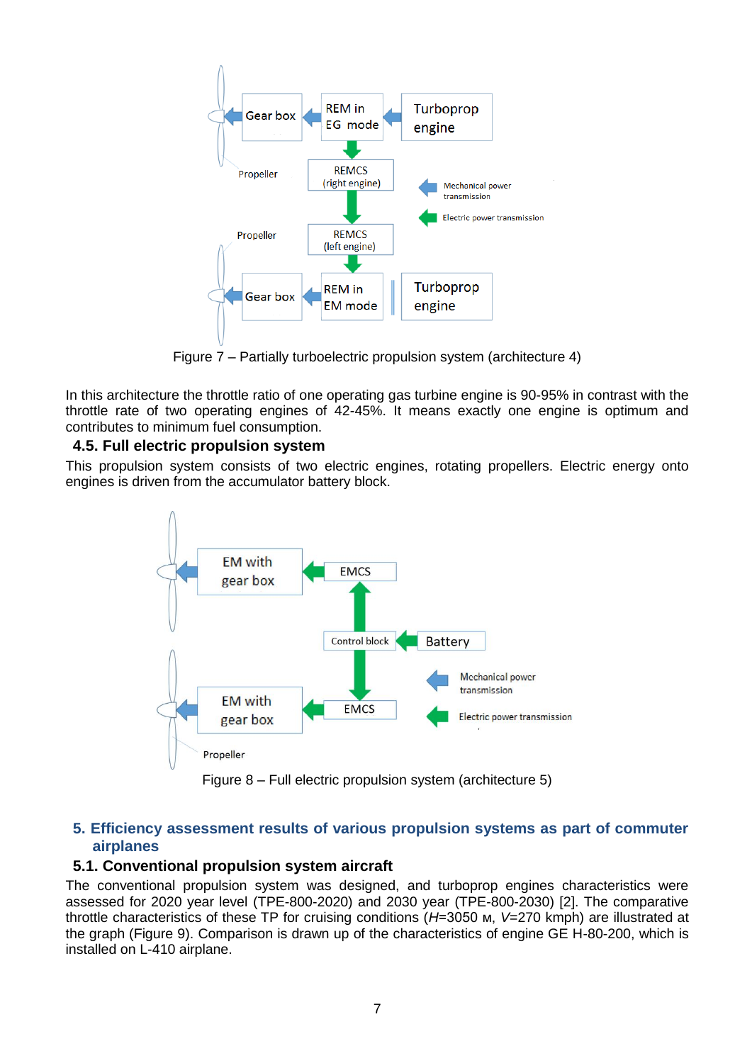Figure 7 – Partially turboelectric propulsion system (architecture 4)

In this architecture the throttle ratio of one operating gas turbine engine is 90-95% in contrast with the throttle rate of two operating engines of 42-45%. It means exactly one engine is optimum and contributes to minimum fuel consumption.

### 4.5. Full electric propulsion system

This propulsion system consists of two electric engines, rotating propellers. Electric energy onto engines is driven from the accumulator battery block.

Figure 8 – Full electric propulsion system (architecture 5)

## 5. Efficiency assessment results of various propulsion systems as part of commuter airplanes

### 5.1. Conventional propulsion system aircraft

The conventional propulsion system was designed, and turboprop engines characteristics were assessed for 2020 year level (TPE-800-2020) and 2030 year (TPE-800-2030) [2]. The comparative throttle characteristics of these TP for cruising conditions (*H*=3050 м, *V*=270 kmph) are illustrated at the graph (Figure 9). Comparison is drawn up of the characteristics of engine GE H-80-200, which is installed on L-410 airplane.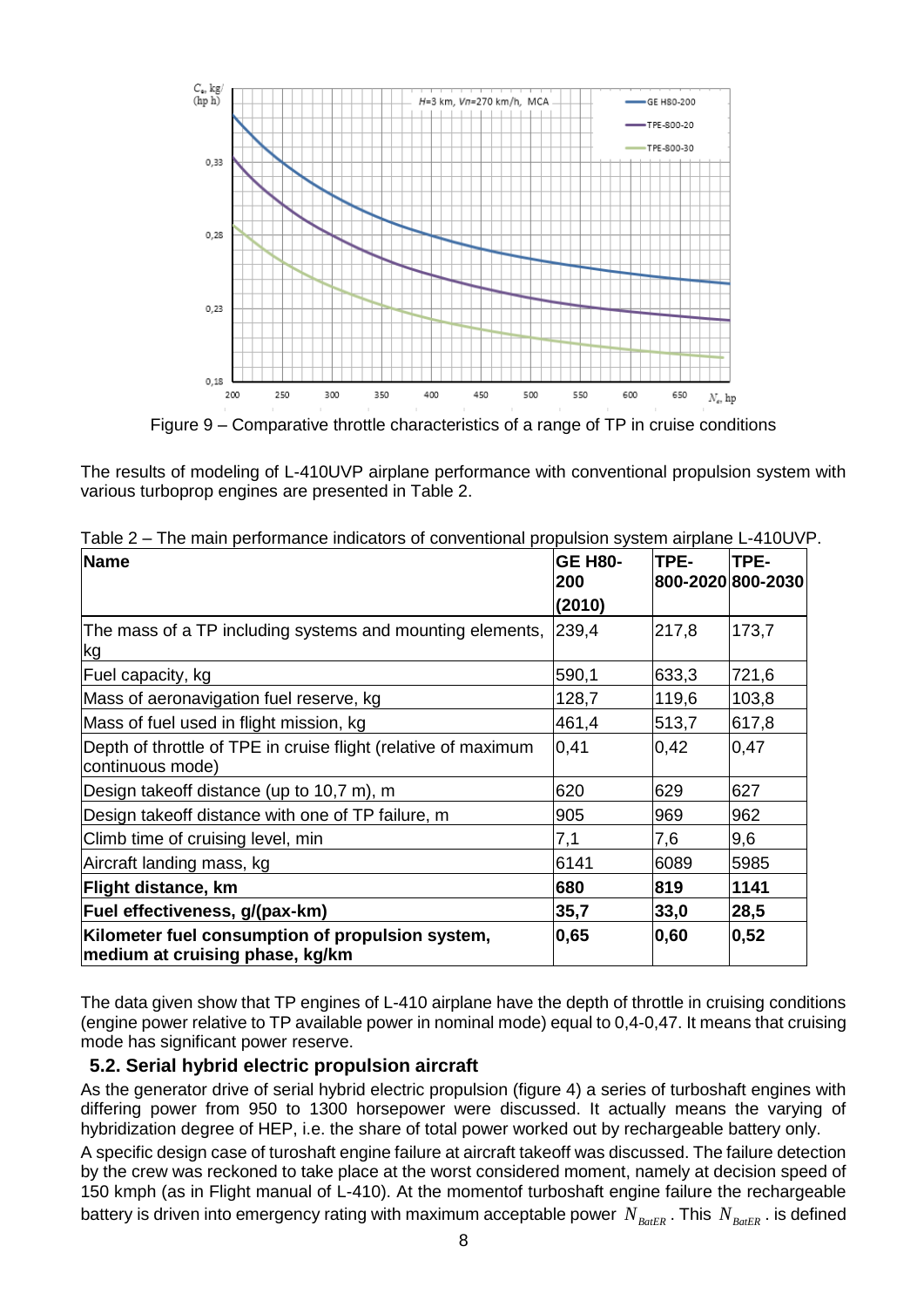Figure 9 – Comparative throttle characteristics of a range of TP in cruise conditions

The results of modeling of L-410UVP airplane performance with conventional propulsion system with various turboprop engines are presented in Table 2.

Table 2 – The main performance indicators of conventional propulsion system airplane L-410UVP.

| **Name** | **GE H80-200 (2010)** | **TPE-800-2020** | **TPE-800-2030** |
|---|---|---|---|
| The mass of a TP including systems and mounting elements, kg | 239,4 | 217,8 | 173,7 |
| Fuel capacity, kg | 590,1 | 633,3 | 721,6 |
| Mass of aeronavigation fuel reserve, kg | 128,7 | 119,6 | 103,8 |
| Mass of fuel used in flight mission, kg | 461,4 | 513,7 | 617,8 |
| Depth of throttle of TPE in cruise flight (relative of maximum continuous mode) | 0,41 | 0,42 | 0,47 |
| Design takeoff distance (up to 10,7 m), m | 620 | 629 | 627 |
| Design takeoff distance with one of TP failure, m | 905 | 969 | 962 |
| Climb time of cruising level, min | 7,1 | 7,6 | 9,6 |
| Aircraft landing mass, kg | 6141 | 6089 | 5985 |
| **Flight distance, km** | **680** | **819** | **1141** |
| **Fuel effectiveness, g/(pax-km)** | **35,7** | **33,0** | **28,5** |
| **Kilometer fuel consumption of propulsion system, medium at cruising phase, kg/km** | **0,65** | **0,60** | **0,52** |

The data given show that TP engines of L-410 airplane have the depth of throttle in cruising conditions (engine power relative to TP available power in nominal mode) equal to 0,4-0,47. It means that cruising mode has significant power reserve.

## 5.2. Serial hybrid electric propulsion aircraft

As the generator drive of serial hybrid electric propulsion (figure 4) a series of turboshaft engines with differing power from 950 to 1300 horsepower were discussed. It actually means the varying of hybridization degree of HEP, i.e. the share of total power worked out by rechargeable battery only.

A specific design case of turoshaft engine failure at aircraft takeoff was discussed. The failure detection by the crew was reckoned to take place at the worst considered moment, namely at decision speed of 150 kmph (as in Flight manual of L-410). At the momentof turboshaft engine failure the rechargeable battery is driven into emergency rating with maximum acceptable power $N_{BatER}$. This $N_{BatER}$. is defined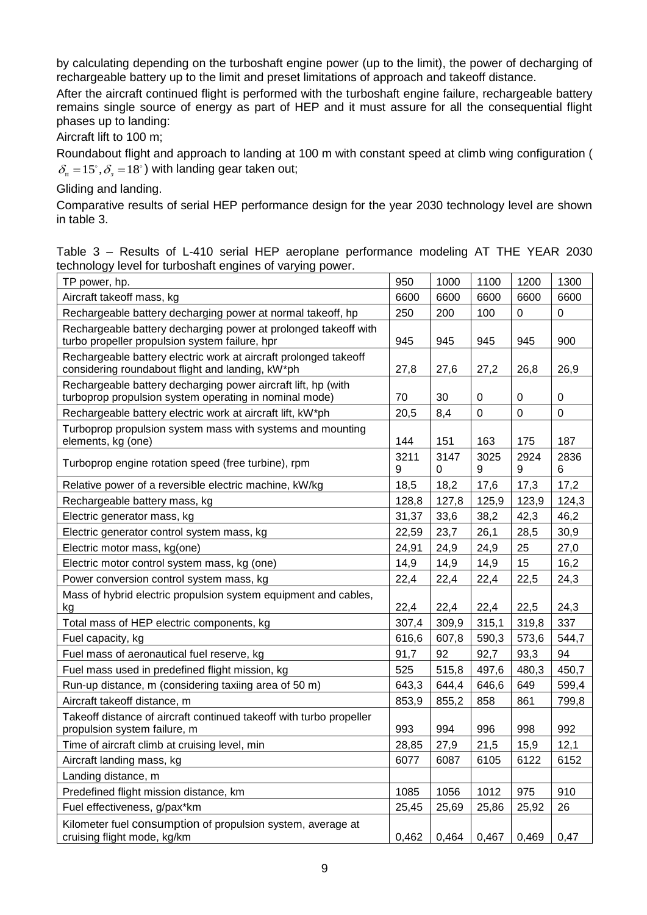by calculating depending on the turboshaft engine power (up to the limit), the power of decharging of rechargeable battery up to the limit and preset limitations of approach and takeoff distance.

After the aircraft continued flight is performed with the turboshaft engine failure, rechargeable battery remains single source of energy as part of HEP and it must assure for all the consequential flight phases up to landing:

Aircraft lift to 100 m;

Roundabout flight and approach to landing at 100 m with constant speed at climb wing configuration ( $\delta_п = 15^\circ, \delta_з = 18^\circ$ ) with landing gear taken out;

Gliding and landing.

Comparative results of serial HEP performance design for the year 2030 technology level are shown in table 3.

Table 3 – Results of L-410 serial HEP aeroplane performance modeling AT THE YEAR 2030 technology level for turboshaft engines of varying power.

| TP power, hp. | 950 | 1000 | 1100 | 1200 | 1300 |
|---|---|---|---|---|---|
| Aircraft takeoff mass, kg | 6600 | 6600 | 6600 | 6600 | 6600 |
| Rechargeable battery decharging power at normal takeoff, hp | 250 | 200 | 100 | 0 | 0 |
| Rechargeable battery decharging power at prolonged takeoff with turbo propeller propulsion system failure, hpr | 945 | 945 | 945 | 945 | 900 |
| Rechargeable battery electric work at aircraft prolonged takeoff considering roundabout flight and landing, kW*ph | 27,8 | 27,6 | 27,2 | 26,8 | 26,9 |
| Rechargeable battery decharging power aircraft lift, hp (with turboprop propulsion system operating in nominal mode) | 70 | 30 | 0 | 0 | 0 |
| Rechargeable battery electric work at aircraft lift, kW*ph | 20,5 | 8,4 | 0 | 0 | 0 |
| Turboprop propulsion system mass with systems and mounting elements, kg (one) | 144 | 151 | 163 | 175 | 187 |
| Turboprop engine rotation speed (free turbine), rpm | 32119 | 31470 | 30259 | 29249 | 28366 |
| Relative power of a reversible electric machine, kW/kg | 18,5 | 18,2 | 17,6 | 17,3 | 17,2 |
| Rechargeable battery mass, kg | 128,8 | 127,8 | 125,9 | 123,9 | 124,3 |
| Electric generator mass, kg | 31,37 | 33,6 | 38,2 | 42,3 | 46,2 |
| Electric generator control system mass, kg | 22,59 | 23,7 | 26,1 | 28,5 | 30,9 |
| Electric motor mass, kg(one) | 24,91 | 24,9 | 24,9 | 25 | 27,0 |
| Electric motor control system mass, kg (one) | 14,9 | 14,9 | 14,9 | 15 | 16,2 |
| Power conversion control system mass, kg | 22,4 | 22,4 | 22,4 | 22,5 | 24,3 |
| Mass of hybrid electric propulsion system equipment and cables, kg | 22,4 | 22,4 | 22,4 | 22,5 | 24,3 |
| Total mass of HEP electric components, kg | 307,4 | 309,9 | 315,1 | 319,8 | 337 |
| Fuel capacity, kg | 616,6 | 607,8 | 590,3 | 573,6 | 544,7 |
| Fuel mass of aeronautical fuel reserve, kg | 91,7 | 92 | 92,7 | 93,3 | 94 |
| Fuel mass used in predefined flight mission, kg | 525 | 515,8 | 497,6 | 480,3 | 450,7 |
| Run-up distance, m (considering taxiing area of 50 m) | 643,3 | 644,4 | 646,6 | 649 | 599,4 |
| Aircraft takeoff distance, m | 853,9 | 855,2 | 858 | 861 | 799,8 |
| Takeoff distance of aircraft continued takeoff with turbo propeller propulsion system failure, m | 993 | 994 | 996 | 998 | 992 |
| Time of aircraft climb at cruising level, min | 28,85 | 27,9 | 21,5 | 15,9 | 12,1 |
| Aircraft landing mass, kg | 6077 | 6087 | 6105 | 6122 | 6152 |
| Landing distance, m | | | | | |
| Predefined flight mission distance, km | 1085 | 1056 | 1012 | 975 | 910 |
| Fuel effectiveness, g/pax*km | 25,45 | 25,69 | 25,86 | 25,92 | 26 |
| Kilometer fuel consumption of propulsion system, average at cruising flight mode, kg/km | 0,462 | 0,464 | 0,467 | 0,469 | 0,47 |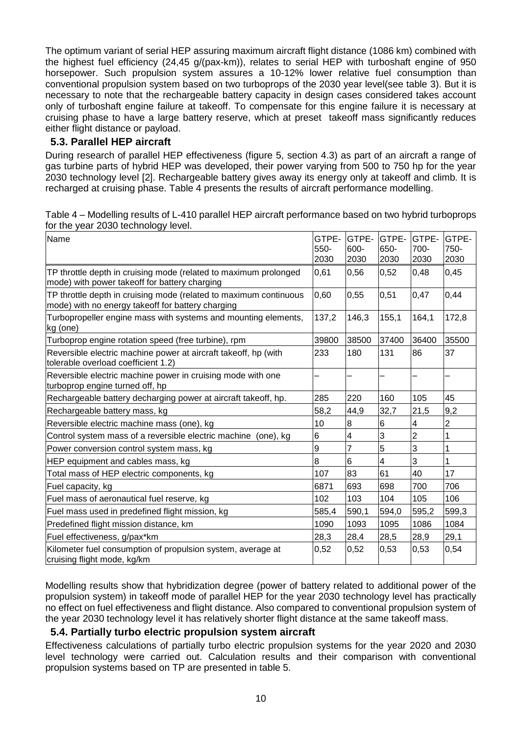The optimum variant of serial HEP assuring maximum aircraft flight distance (1086 km) combined with the highest fuel efficiency (24,45 g/(pax-km)), relates to serial HEP with turboshaft engine of 950 horsepower. Such propulsion system assures a 10-12% lower relative fuel consumption than conventional propulsion system based on two turboprops of the 2030 year level(see table 3). But it is necessary to note that the rechargeable battery capacity in design cases considered takes account only of turboshaft engine failure at takeoff. To compensate for this engine failure it is necessary at cruising phase to have a large battery reserve, which at preset takeoff mass significantly reduces either flight distance or payload.

### 5.3. Parallel HEP aircraft

During research of parallel HEP effectiveness (figure 5, section 4.3) as part of an aircraft a range of gas turbine parts of hybrid HEP was developed, their power varying from 500 to 750 hp for the year 2030 technology level [2]. Rechargeable battery gives away its energy only at takeoff and climb. It is recharged at cruising phase. Table 4 presents the results of aircraft performance modelling.

Table 4 – Modelling results of L-410 parallel HEP aircraft performance based on two hybrid turboprops for the year 2030 technology level.

| Name | GTPE-550-2030 | GTPE-600-2030 | GTPE-650-2030 | GTPE-700-2030 | GTPE-750-2030 |
|---|---|---|---|---|---|
| TP throttle depth in cruising mode (related to maximum prolonged mode) with power takeoff for battery charging | 0,61 | 0,56 | 0,52 | 0,48 | 0,45 |
| TP throttle depth in cruising mode (related to maximum continuous mode) with no energy takeoff for battery charging | 0,60 | 0,55 | 0,51 | 0,47 | 0,44 |
| Turbopropeller engine mass with systems and mounting elements, kg (one) | 137,2 | 146,3 | 155,1 | 164,1 | 172,8 |
| Turboprop engine rotation speed (free turbine), rpm | 39800 | 38500 | 37400 | 36400 | 35500 |
| Reversible electric machine power at aircraft takeoff, hp (with tolerable overload coefficient 1.2) | 233 | 180 | 131 | 86 | 37 |
| Reversible electric machine power in cruising mode with one turboprop engine turned off, hp | – | – | – | – | – |
| Rechargeable battery decharging power at aircraft takeoff, hp. | 285 | 220 | 160 | 105 | 45 |
| Rechargeable battery mass, kg | 58,2 | 44,9 | 32,7 | 21,5 | 9,2 |
| Reversible electric machine mass (one), kg | 10 | 8 | 6 | 4 | 2 |
| Control system mass of a reversible electric machine (one), kg | 6 | 4 | 3 | 2 | 1 |
| Power conversion control system mass, kg | 9 | 7 | 5 | 3 | 1 |
| HEP equipment and cables mass, kg | 8 | 6 | 4 | 3 | 1 |
| Total mass of HEP electric components, kg | 107 | 83 | 61 | 40 | 17 |
| Fuel capacity, kg | 6871 | 693 | 698 | 700 | 706 |
| Fuel mass of aeronautical fuel reserve, kg | 102 | 103 | 104 | 105 | 106 |
| Fuel mass used in predefined flight mission, kg | 585,4 | 590,1 | 594,0 | 595,2 | 599,3 |
| Predefined flight mission distance, km | 1090 | 1093 | 1095 | 1086 | 1084 |
| Fuel effectiveness, g/pax*km | 28,3 | 28,4 | 28,5 | 28,9 | 29,1 |
| Kilometer fuel consumption of propulsion system, average at cruising flight mode, kg/km | 0,52 | 0,52 | 0,53 | 0,53 | 0,54 |

Modelling results show that hybridization degree (power of battery related to additional power of the propulsion system) in takeoff mode of parallel HEP for the year 2030 technology level has practically no effect on fuel effectiveness and flight distance. Also compared to conventional propulsion system of the year 2030 technology level it has relatively shorter flight distance at the same takeoff mass.

### 5.4. Partially turbo electric propulsion system aircraft

Effectiveness calculations of partially turbo electric propulsion systems for the year 2020 and 2030 level technology were carried out. Calculation results and their comparison with conventional propulsion systems based on TP are presented in table 5.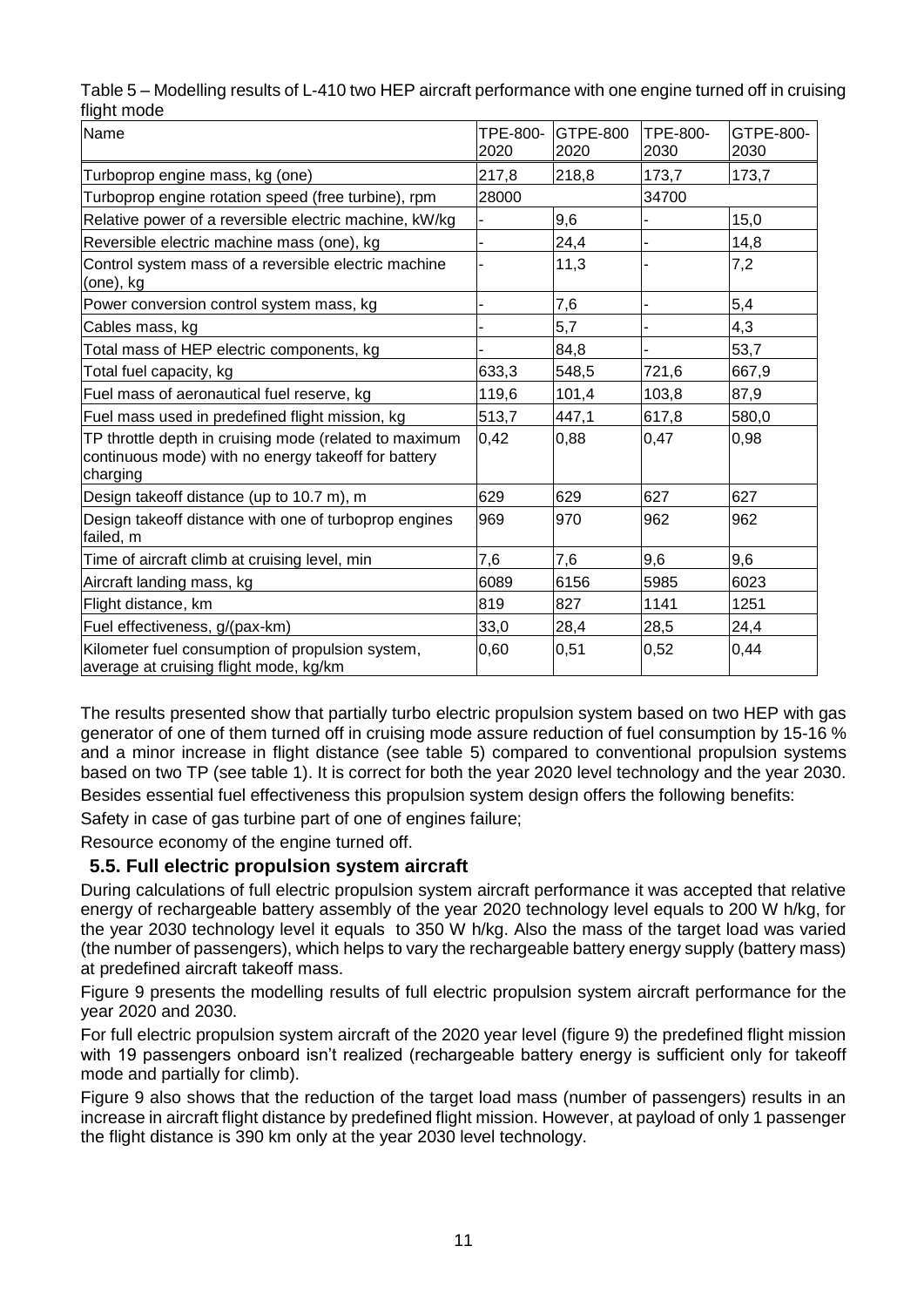Table 5 – Modelling results of L-410 two HEP aircraft performance with one engine turned off in cruising flight mode

| Name | TPE-800-2020 | GTPE-800 2020 | TPE-800-2030 | GTPE-800-2030 |
|---|---|---|---|---|
| Turboprop engine mass, kg (one) | 217,8 | 218,8 | 173,7 | 173,7 |
| Turboprop engine rotation speed (free turbine), rpm | 28000 | | 34700 | |
| Relative power of a reversible electric machine, kW/kg | - | 9,6 | - | 15,0 |
| Reversible electric machine mass (one), kg | - | 24,4 | - | 14,8 |
| Control system mass of a reversible electric machine (one), kg | - | 11,3 | - | 7,2 |
| Power conversion control system mass, kg | - | 7,6 | - | 5,4 |
| Cables mass, kg | - | 5,7 | - | 4,3 |
| Total mass of HEP electric components, kg | - | 84,8 | - | 53,7 |
| Total fuel capacity, kg | 633,3 | 548,5 | 721,6 | 667,9 |
| Fuel mass of aeronautical fuel reserve, kg | 119,6 | 101,4 | 103,8 | 87,9 |
| Fuel mass used in predefined flight mission, kg | 513,7 | 447,1 | 617,8 | 580,0 |
| TP throttle depth in cruising mode (related to maximum continuous mode) with no energy takeoff for battery charging | 0,42 | 0,88 | 0,47 | 0,98 |
| Design takeoff distance (up to 10.7 m), m | 629 | 629 | 627 | 627 |
| Design takeoff distance with one of turboprop engines failed, m | 969 | 970 | 962 | 962 |
| Time of aircraft climb at cruising level, min | 7,6 | 7,6 | 9,6 | 9,6 |
| Aircraft landing mass, kg | 6089 | 6156 | 5985 | 6023 |
| Flight distance, km | 819 | 827 | 1141 | 1251 |
| Fuel effectiveness, g/(pax-km) | 33,0 | 28,4 | 28,5 | 24,4 |
| Kilometer fuel consumption of propulsion system, average at cruising flight mode, kg/km | 0,60 | 0,51 | 0,52 | 0,44 |

The results presented show that partially turbo electric propulsion system based on two HEP with gas generator of one of them turned off in cruising mode assure reduction of fuel consumption by 15-16 % and a minor increase in flight distance (see table 5) compared to conventional propulsion systems based on two TP (see table 1). It is correct for both the year 2020 level technology and the year 2030.

Besides essential fuel effectiveness this propulsion system design offers the following benefits:

Safety in case of gas turbine part of one of engines failure;

Resource economy of the engine turned off.

## 5.5. Full electric propulsion system aircraft

During calculations of full electric propulsion system aircraft performance it was accepted that relative energy of rechargeable battery assembly of the year 2020 technology level equals to 200 W h/kg, for the year 2030 technology level it equals to 350 W h/kg. Also the mass of the target load was varied (the number of passengers), which helps to vary the rechargeable battery energy supply (battery mass) at predefined aircraft takeoff mass.

Figure 9 presents the modelling results of full electric propulsion system aircraft performance for the year 2020 and 2030.

For full electric propulsion system aircraft of the 2020 year level (figure 9) the predefined flight mission with 19 passengers onboard isn't realized (rechargeable battery energy is sufficient only for takeoff mode and partially for climb).

Figure 9 also shows that the reduction of the target load mass (number of passengers) results in an increase in aircraft flight distance by predefined flight mission. However, at payload of only 1 passenger the flight distance is 390 km only at the year 2030 level technology.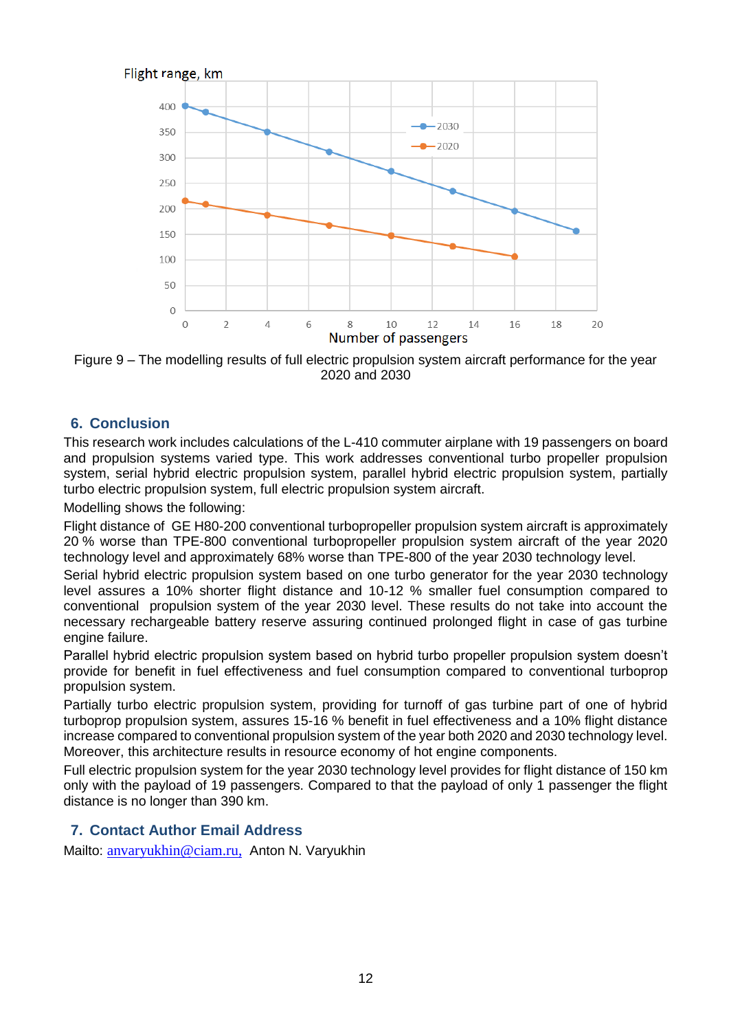Figure 9 – The modelling results of full electric propulsion system aircraft performance for the year 2020 and 2030

## 6. Conclusion

This research work includes calculations of the L-410 commuter airplane with 19 passengers on board and propulsion systems varied type. This work addresses conventional turbo propeller propulsion system, serial hybrid electric propulsion system, parallel hybrid electric propulsion system, partially turbo electric propulsion system, full electric propulsion system aircraft.

Modelling shows the following:

Flight distance of GE H80-200 conventional turbopropeller propulsion system aircraft is approximately 20 % worse than TPE-800 conventional turbopropeller propulsion system aircraft of the year 2020 technology level and approximately 68% worse than TPE-800 of the year 2030 technology level.

Serial hybrid electric propulsion system based on one turbo generator for the year 2030 technology level assures a 10% shorter flight distance and 10-12 % smaller fuel consumption compared to conventional propulsion system of the year 2030 level. These results do not take into account the necessary rechargeable battery reserve assuring continued prolonged flight in case of gas turbine engine failure.

Parallel hybrid electric propulsion system based on hybrid turbo propeller propulsion system doesn't provide for benefit in fuel effectiveness and fuel consumption compared to conventional turboprop propulsion system.

Partially turbo electric propulsion system, providing for turnoff of gas turbine part of one of hybrid turboprop propulsion system, assures 15-16 % benefit in fuel effectiveness and a 10% flight distance increase compared to conventional propulsion system of the year both 2020 and 2030 technology level. Moreover, this architecture results in resource economy of hot engine components.

Full electric propulsion system for the year 2030 technology level provides for flight distance of 150 km only with the payload of 19 passengers. Compared to that the payload of only 1 passenger the flight distance is no longer than 390 km.

## 7. Contact Author Email Address

Mailto: anvaryukhin@ciam.ru, Anton N. Varyukhin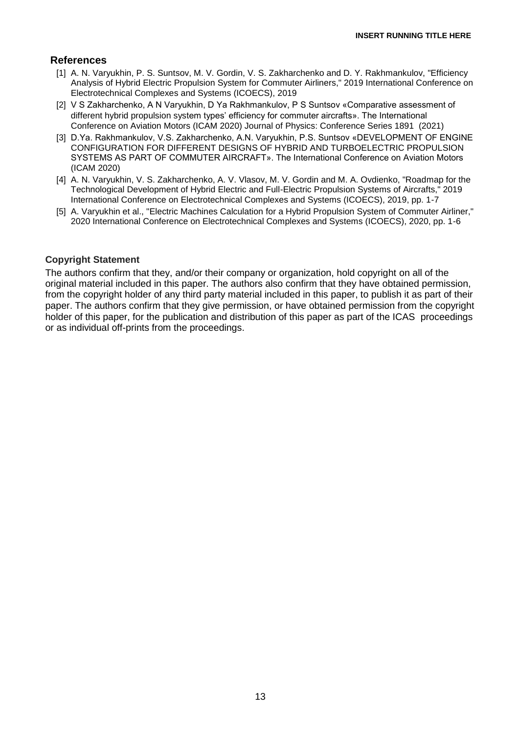## References

[1] A. N. Varyukhin, P. S. Suntsov, M. V. Gordin, V. S. Zakharchenko and D. Y. Rakhmankulov, "Efficiency Analysis of Hybrid Electric Propulsion System for Commuter Airliners," 2019 International Conference on Electrotechnical Complexes and Systems (ICOECS), 2019

[2] V S Zakharchenko, A N Varyukhin, D Ya Rakhmankulov, P S Suntsov «Comparative assessment of different hybrid propulsion system types' efficiency for commuter aircrafts». The International Conference on Aviation Motors (ICAM 2020) Journal of Physics: Conference Series 1891 (2021)

[3] D.Ya. Rakhmankulov, V.S. Zakharchenko, A.N. Varyukhin, P.S. Suntsov «DEVELOPMENT OF ENGINE CONFIGURATION FOR DIFFERENT DESIGNS OF HYBRID AND TURBOELECTRIC PROPULSION SYSTEMS AS PART OF COMMUTER AIRCRAFT». The International Conference on Aviation Motors (ICAM 2020)

[4] A. N. Varyukhin, V. S. Zakharchenko, A. V. Vlasov, M. V. Gordin and M. A. Ovdienko, "Roadmap for the Technological Development of Hybrid Electric and Full-Electric Propulsion Systems of Aircrafts," 2019 International Conference on Electrotechnical Complexes and Systems (ICOECS), 2019, pp. 1-7

[5] A. Varyukhin et al., "Electric Machines Calculation for a Hybrid Propulsion System of Commuter Airliner," 2020 International Conference on Electrotechnical Complexes and Systems (ICOECS), 2020, pp. 1-6

### Copyright Statement

The authors confirm that they, and/or their company or organization, hold copyright on all of the original material included in this paper. The authors also confirm that they have obtained permission, from the copyright holder of any third party material included in this paper, to publish it as part of their paper. The authors confirm that they give permission, or have obtained permission from the copyright holder of this paper, for the publication and distribution of this paper as part of the ICAS proceedings or as individual off-prints from the proceedings.